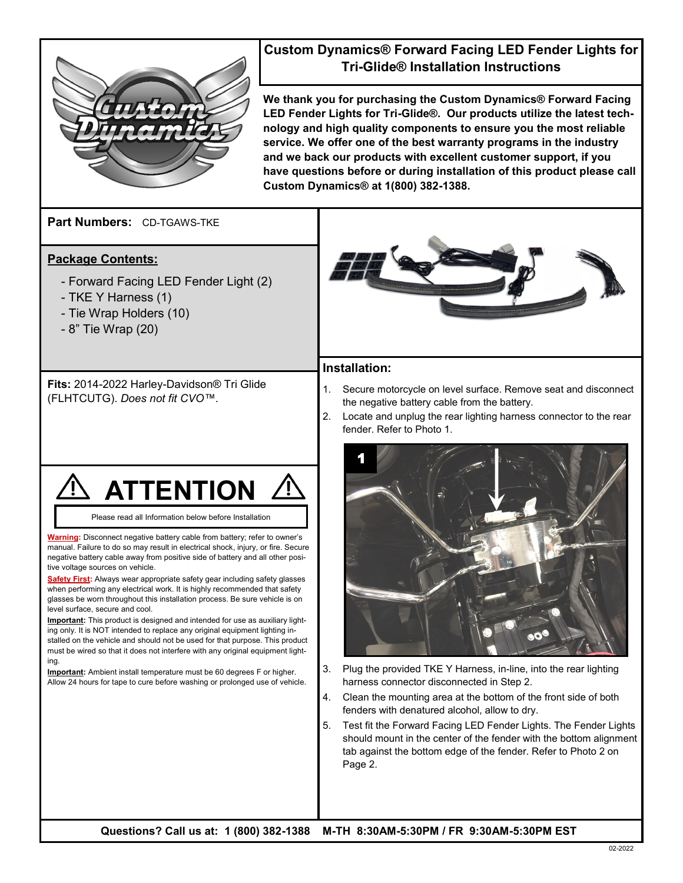# Custom Dynamics® Forward Facing LED Fender Lights for Tri-Glide® Installation Instructions

**We thank you for purchasing the Custom Dynamics® Forward Facing LED Fender Lights for Tri-Glide®. Our products utilize the latest technology and high quality components to ensure you the most reliable service. We offer one of the best warranty programs in the industry and we back our products with excellent customer support, if you have questions before or during installation of this product please call Custom Dynamics® at 1(800) 382-1388.**

**Part Numbers:** CD-TGAWS-TKE

## Package Contents:

- Forward Facing LED Fender Light (2)
- TKE Y Harness (1)
- Tie Wrap Holders (10)
- 8" Tie Wrap (20)

**Fits:** 2014-2022 Harley-Davidson® Tri Glide (FLHTCUTG). *Does not fit CVO™.*

## ⚠ ATTENTION ⚠

Please read all Information below before Installation

**Warning:** Disconnect negative battery cable from battery; refer to owner's manual. Failure to do so may result in electrical shock, injury, or fire. Secure negative battery cable away from positive side of battery and all other positive voltage sources on vehicle.

**Safety First:** Always wear appropriate safety gear including safety glasses when performing any electrical work. It is highly recommended that safety glasses be worn throughout this installation process. Be sure vehicle is on level surface, secure and cool.

**Important:** This product is designed and intended for use as auxiliary lighting only. It is NOT intended to replace any original equipment lighting installed on the vehicle and should not be used for that purpose. This product must be wired so that it does not interfere with any original equipment lighting.

**Important:** Ambient install temperature must be 60 degrees F or higher. Allow 24 hours for tape to cure before washing or prolonged use of vehicle.

## Installation:

1. Secure motorcycle on level surface. Remove seat and disconnect the negative battery cable from the battery.
2. Locate and unplug the rear lighting harness connector to the rear fender. Refer to Photo 1.

1

3. Plug the provided TKE Y Harness, in-line, into the rear lighting harness connector disconnected in Step 2.
4. Clean the mounting area at the bottom of the front side of both fenders with denatured alcohol, allow to dry.
5. Test fit the Forward Facing LED Fender Lights. The Fender Lights should mount in the center of the fender with the bottom alignment tab against the bottom edge of the fender. Refer to Photo 2 on Page 2.

**Questions? Call us at: 1 (800) 382-1388 M-TH 8:30AM-5:30PM / FR 9:30AM-5:30PM EST**

02-2022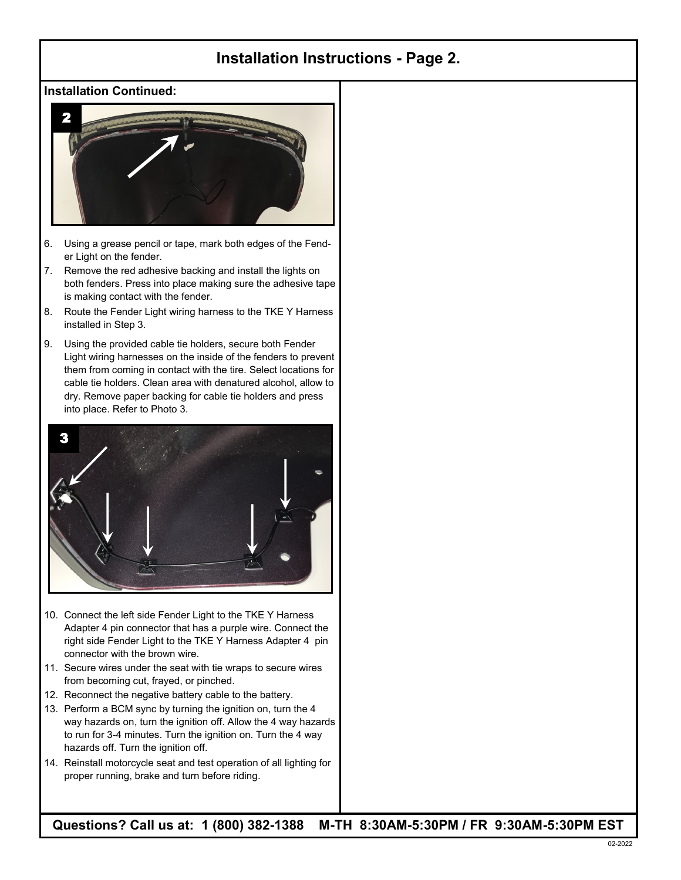# Installation Instructions - Page 2.

**Installation Continued:**

2

6. Using a grease pencil or tape, mark both edges of the Fender Light on the fender.
7. Remove the red adhesive backing and install the lights on both fenders. Press into place making sure the adhesive tape is making contact with the fender.
8. Route the Fender Light wiring harness to the TKE Y Harness installed in Step 3.
9. Using the provided cable tie holders, secure both Fender Light wiring harnesses on the inside of the fenders to prevent them from coming in contact with the tire. Select locations for cable tie holders. Clean area with denatured alcohol, allow to dry. Remove paper backing for cable tie holders and press into place. Refer to Photo 3.

3

10. Connect the left side Fender Light to the TKE Y Harness Adapter 4 pin connector that has a purple wire. Connect the right side Fender Light to the TKE Y Harness Adapter 4 pin connector with the brown wire.
11. Secure wires under the seat with tie wraps to secure wires from becoming cut, frayed, or pinched.
12. Reconnect the negative battery cable to the battery.
13. Perform a BCM sync by turning the ignition on, turn the 4 way hazards on, turn the ignition off. Allow the 4 way hazards to run for 3-4 minutes. Turn the ignition on. Turn the 4 way hazards off. Turn the ignition off.
14. Reinstall motorcycle seat and test operation of all lighting for proper running, brake and turn before riding.

**Questions? Call us at: 1 (800) 382-1388 M-TH 8:30AM-5:30PM / FR 9:30AM-5:30PM EST**

02-2022